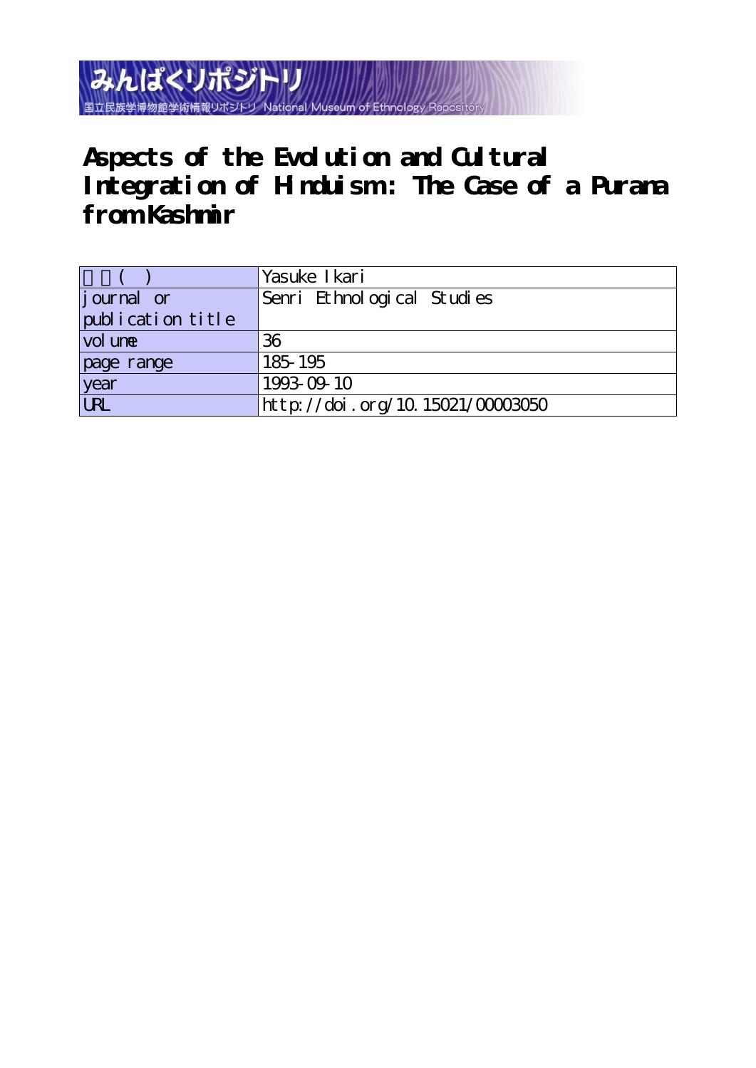みんぱくリポジトリ

国立民族学博物館学術情報リポジトリ National Museum of Ethnology Repository

# Aspects of the Evolution and Cultural Integration of Hinduism: The Case of a Purana from Kashmir

| 著者(英) | Yasuke Ikari |
|---|---|
| journal or publication title | Senri Ethnological Studies |
| volume | 36 |
| page range | 185-195 |
| year | 1993-09-10 |
| URL | http://doi.org/10.15021/00003050 |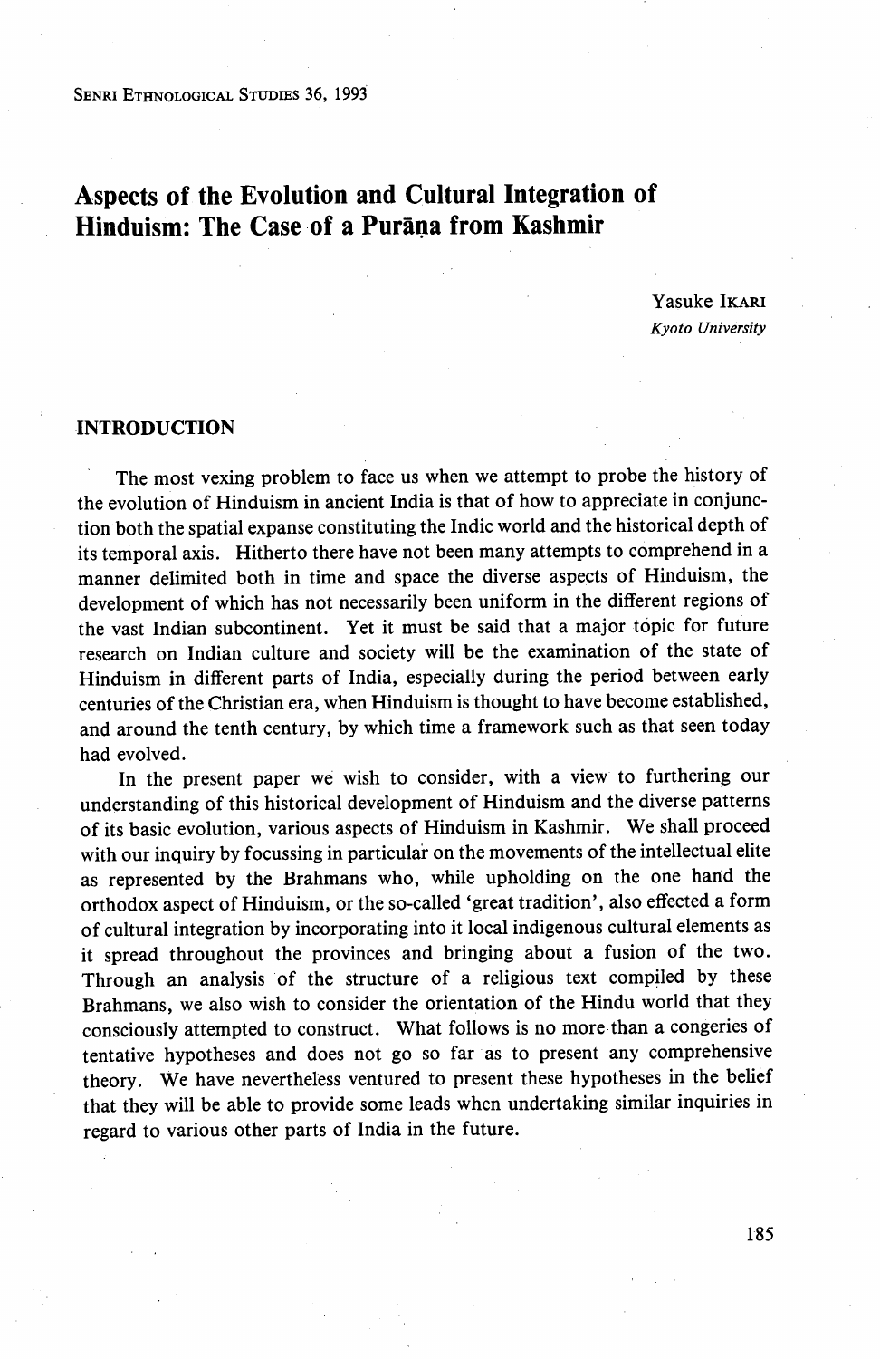# Aspects of the Evolution and Cultural Integration of Hinduism: The Case of a Purāṇa from Kashmir

Yasuke Ikari
*Kyoto University*

## INTRODUCTION

The most vexing problem to face us when we attempt to probe the history of the evolution of Hinduism in ancient India is that of how to appreciate in conjunction both the spatial expanse constituting the Indic world and the historical depth of its temporal axis. Hitherto there have not been many attempts to comprehend in a manner delimited both in time and space the diverse aspects of Hinduism, the development of which has not necessarily been uniform in the different regions of the vast Indian subcontinent. Yet it must be said that a major topic for future research on Indian culture and society will be the examination of the state of Hinduism in different parts of India, especially during the period between early centuries of the Christian era, when Hinduism is thought to have become established, and around the tenth century, by which time a framework such as that seen today had evolved.

In the present paper we wish to consider, with a view to furthering our understanding of this historical development of Hinduism and the diverse patterns of its basic evolution, various aspects of Hinduism in Kashmir. We shall proceed with our inquiry by focussing in particular on the movements of the intellectual elite as represented by the Brahmans who, while upholding on the one hand the orthodox aspect of Hinduism, or the so-called 'great tradition', also effected a form of cultural integration by incorporating into it local indigenous cultural elements as it spread throughout the provinces and bringing about a fusion of the two. Through an analysis of the structure of a religious text compiled by these Brahmans, we also wish to consider the orientation of the Hindu world that they consciously attempted to construct. What follows is no more than a congeries of tentative hypotheses and does not go so far as to present any comprehensive theory. We have nevertheless ventured to present these hypotheses in the belief that they will be able to provide some leads when undertaking similar inquiries in regard to various other parts of India in the future.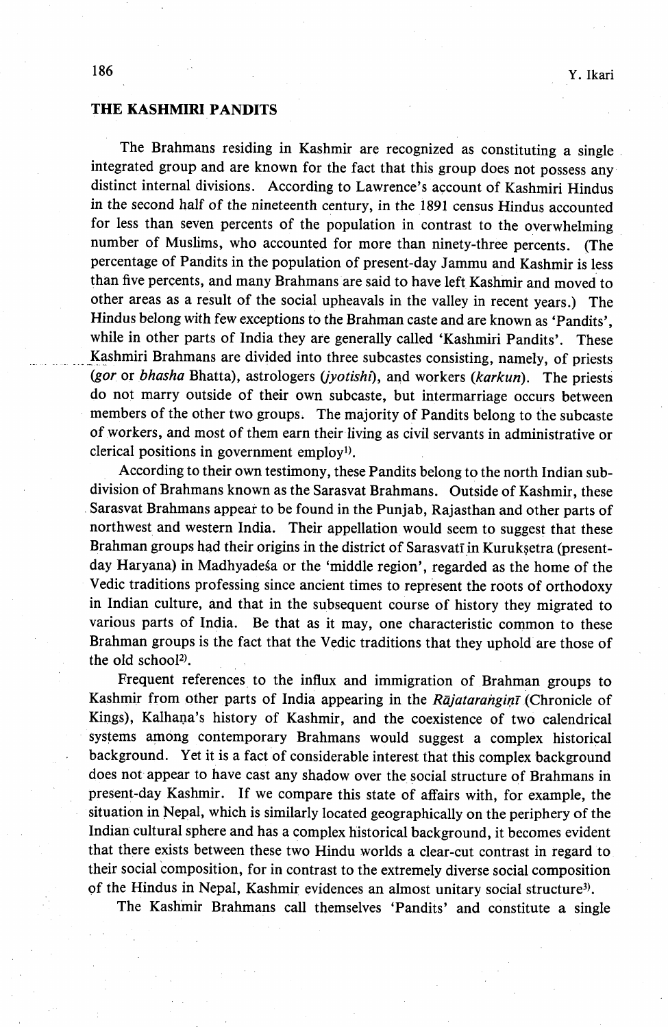## THE KASHMIRI PANDITS

The Brahmans residing in Kashmir are recognized as constituting a single integrated group and are known for the fact that this group does not possess any distinct internal divisions. According to Lawrence's account of Kashmiri Hindus in the second half of the nineteenth century, in the 1891 census Hindus accounted for less than seven percents of the population in contrast to the overwhelming number of Muslims, who accounted for more than ninety-three percents. (The percentage of Pandits in the population of present-day Jammu and Kashmir is less than five percents, and many Brahmans are said to have left Kashmir and moved to other areas as a result of the social upheavals in the valley in recent years.) The Hindus belong with few exceptions to the Brahman caste and are known as 'Pandits', while in other parts of India they are generally called 'Kashmiri Pandits'. These Kashmiri Brahmans are divided into three subcastes consisting, namely, of priests (*gor* or *bhasha* Bhatta), astrologers (*jyotishi*), and workers (*karkun*). The priests do not marry outside of their own subcaste, but intermarriage occurs between members of the other two groups. The majority of Pandits belong to the subcaste of workers, and most of them earn their living as civil servants in administrative or clerical positions in government employ[1].

According to their own testimony, these Pandits belong to the north Indian subdivision of Brahmans known as the Sarasvat Brahmans. Outside of Kashmir, these Sarasvat Brahmans appear to be found in the Punjab, Rajasthan and other parts of northwest and western India. Their appellation would seem to suggest that these Brahman groups had their origins in the district of Sarasvatī in Kurukṣetra (present-day Haryana) in Madhyadeśa or the 'middle region', regarded as the home of the Vedic traditions professing since ancient times to represent the roots of orthodoxy in Indian culture, and that in the subsequent course of history they migrated to various parts of India. Be that as it may, one characteristic common to these Brahman groups is the fact that the Vedic traditions that they uphold are those of the old school[2].

Frequent references to the influx and immigration of Brahman groups to Kashmir from other parts of India appearing in the *Rājataraṅgiṇī* (Chronicle of Kings), Kalhaṇa's history of Kashmir, and the coexistence of two calendrical systems among contemporary Brahmans would suggest a complex historical background. Yet it is a fact of considerable interest that this complex background does not appear to have cast any shadow over the social structure of Brahmans in present-day Kashmir. If we compare this state of affairs with, for example, the situation in Nepal, which is similarly located geographically on the periphery of the Indian cultural sphere and has a complex historical background, it becomes evident that there exists between these two Hindu worlds a clear-cut contrast in regard to their social composition, for in contrast to the extremely diverse social composition of the Hindus in Nepal, Kashmir evidences an almost unitary social structure[3].

The Kashmir Brahmans call themselves 'Pandits' and constitute a single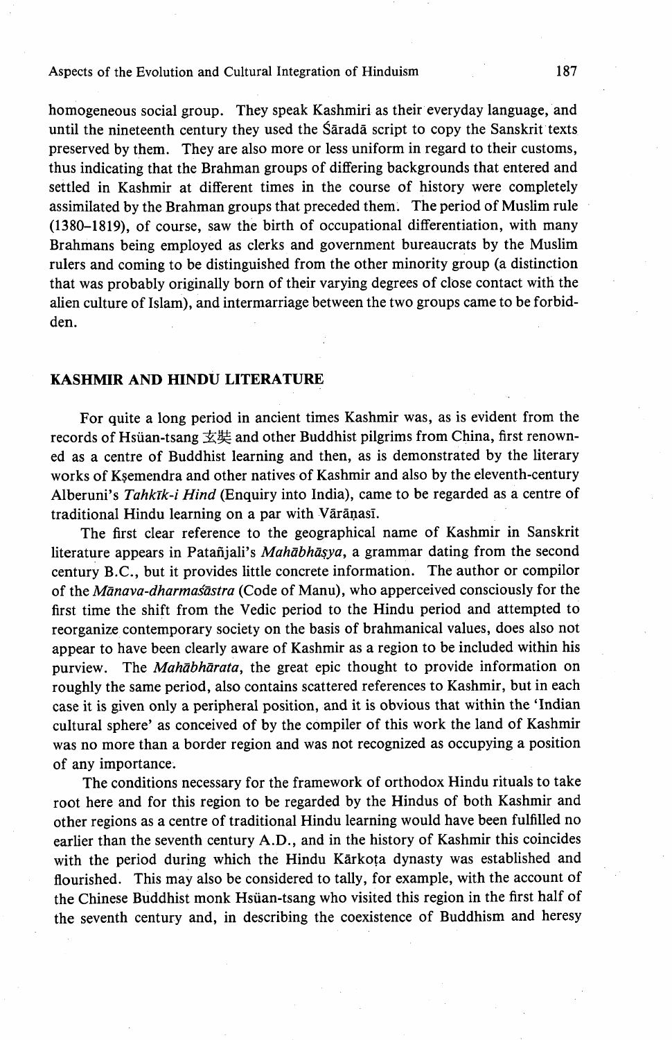homogeneous social group. They speak Kashmiri as their everyday language, and until the nineteenth century they used the Śāradā script to copy the Sanskrit texts preserved by them. They are also more or less uniform in regard to their customs, thus indicating that the Brahman groups of differing backgrounds that entered and settled in Kashmir at different times in the course of history were completely assimilated by the Brahman groups that preceded them. The period of Muslim rule (1380–1819), of course, saw the birth of occupational differentiation, with many Brahmans being employed as clerks and government bureaucrats by the Muslim rulers and coming to be distinguished from the other minority group (a distinction that was probably originally born of their varying degrees of close contact with the alien culture of Islam), and intermarriage between the two groups came to be forbidden.

## KASHMIR AND HINDU LITERATURE

For quite a long period in ancient times Kashmir was, as is evident from the records of Hsüan-tsang 玄奘 and other Buddhist pilgrims from China, first renowned as a centre of Buddhist learning and then, as is demonstrated by the literary works of Kṣemendra and other natives of Kashmir and also by the eleventh-century Alberuni's *Tahkīk-i Hind* (Enquiry into India), came to be regarded as a centre of traditional Hindu learning on a par with Vārāṇasī.

The first clear reference to the geographical name of Kashmir in Sanskrit literature appears in Patañjali's *Mahābhāṣya*, a grammar dating from the second century B.C., but it provides little concrete information. The author or compilor of the *Mānava-dharmaśāstra* (Code of Manu), who apperceived consciously for the first time the shift from the Vedic period to the Hindu period and attempted to reorganize contemporary society on the basis of brahmanical values, does also not appear to have been clearly aware of Kashmir as a region to be included within his purview. The *Mahābhārata*, the great epic thought to provide information on roughly the same period, also contains scattered references to Kashmir, but in each case it is given only a peripheral position, and it is obvious that within the 'Indian cultural sphere' as conceived of by the compiler of this work the land of Kashmir was no more than a border region and was not recognized as occupying a position of any importance.

The conditions necessary for the framework of orthodox Hindu rituals to take root here and for this region to be regarded by the Hindus of both Kashmir and other regions as a centre of traditional Hindu learning would have been fulfilled no earlier than the seventh century A.D., and in the history of Kashmir this coincides with the period during which the Hindu Kārkoṭa dynasty was established and flourished. This may also be considered to tally, for example, with the account of the Chinese Buddhist monk Hsüan-tsang who visited this region in the first half of the seventh century and, in describing the coexistence of Buddhism and heresy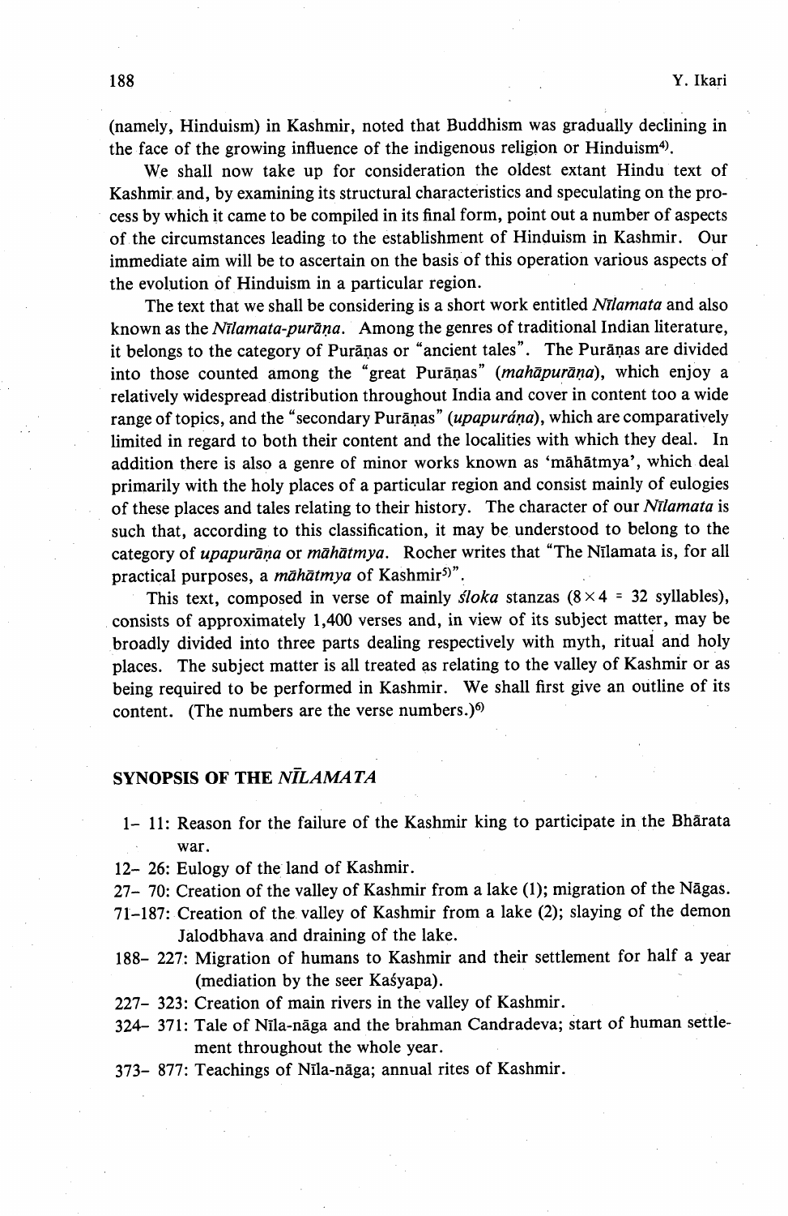(namely, Hinduism) in Kashmir, noted that Buddhism was gradually declining in the face of the growing influence of the indigenous religion or Hinduism[4].

We shall now take up for consideration the oldest extant Hindu text of Kashmir and, by examining its structural characteristics and speculating on the process by which it came to be compiled in its final form, point out a number of aspects of the circumstances leading to the establishment of Hinduism in Kashmir. Our immediate aim will be to ascertain on the basis of this operation various aspects of the evolution of Hinduism in a particular region.

The text that we shall be considering is a short work entitled *Nīlamata* and also known as the *Nīlamata-purāṇa*. Among the genres of traditional Indian literature, it belongs to the category of Purāṇas or "ancient tales". The Purāṇas are divided into those counted among the "great Purāṇas" (*mahāpurāṇa*), which enjoy a relatively widespread distribution throughout India and cover in content too a wide range of topics, and the "secondary Purāṇas" (*upapurána*), which are comparatively limited in regard to both their content and the localities with which they deal. In addition there is also a genre of minor works known as 'māhātmya', which deal primarily with the holy places of a particular region and consist mainly of eulogies of these places and tales relating to their history. The character of our *Nīlamata* is such that, according to this classification, it may be understood to belong to the category of *upapurāṇa* or *māhātmya*. Rocher writes that "The Nīlamata is, for all practical purposes, a *māhātmya* of Kashmir[5]".

This text, composed in verse of mainly *śloka* stanzas ($8 \times 4 = 32$ syllables), consists of approximately 1,400 verses and, in view of its subject matter, may be broadly divided into three parts dealing respectively with myth, ritual and holy places. The subject matter is all treated as relating to the valley of Kashmir or as being required to be performed in Kashmir. We shall first give an outline of its content. (The numbers are the verse numbers.)[6]

## SYNOPSIS OF THE *NĪLAMATA*

- 1– 11: Reason for the failure of the Kashmir king to participate in the Bhārata war.
- 12– 26: Eulogy of the land of Kashmir.
- 27– 70: Creation of the valley of Kashmir from a lake (1); migration of the Nāgas.
- 71–187: Creation of the valley of Kashmir from a lake (2); slaying of the demon Jalodbhava and draining of the lake.
- 188– 227: Migration of humans to Kashmir and their settlement for half a year (mediation by the seer Kaśyapa).
- 227– 323: Creation of main rivers in the valley of Kashmir.
- 324– 371: Tale of Nīla-nāga and the brahman Candradeva; start of human settlement throughout the whole year.
- 373– 877: Teachings of Nīla-nāga; annual rites of Kashmir.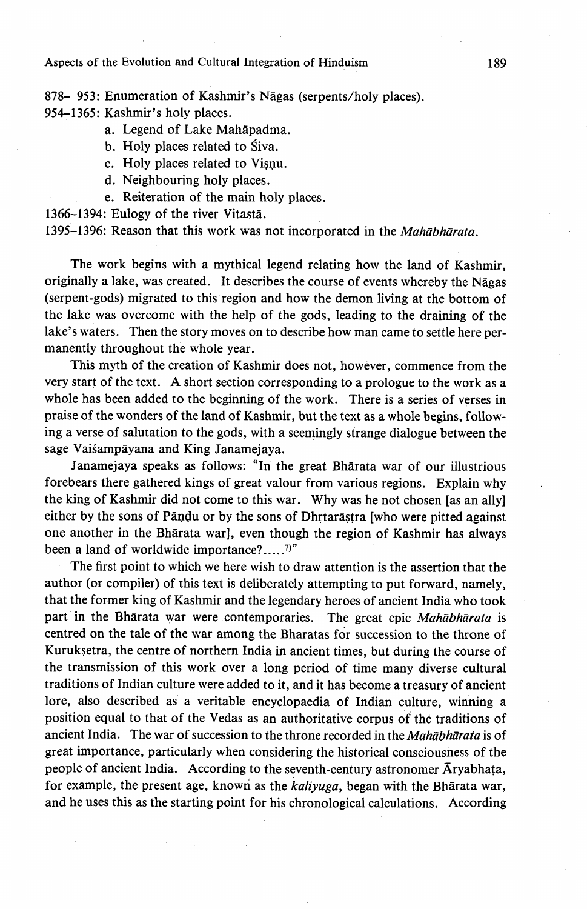878– 953: Enumeration of Kashmir's Nāgas (serpents/holy places).
954–1365: Kashmir's holy places.

a. Legend of Lake Mahāpadma.
b. Holy places related to Śiva.
c. Holy places related to Viṣṇu.
d. Neighbouring holy places.
e. Reiteration of the main holy places.

1366–1394: Eulogy of the river Vitastā.
1395–1396: Reason that this work was not incorporated in the *Mahābhārata*.

The work begins with a mythical legend relating how the land of Kashmir, originally a lake, was created. It describes the course of events whereby the Nāgas (serpent-gods) migrated to this region and how the demon living at the bottom of the lake was overcome with the help of the gods, leading to the draining of the lake's waters. Then the story moves on to describe how man came to settle here permanently throughout the whole year.

This myth of the creation of Kashmir does not, however, commence from the very start of the text. A short section corresponding to a prologue to the work as a whole has been added to the beginning of the work. There is a series of verses in praise of the wonders of the land of Kashmir, but the text as a whole begins, following a verse of salutation to the gods, with a seemingly strange dialogue between the sage Vaiśampāyana and King Janamejaya.

Janamejaya speaks as follows: "In the great Bhārata war of our illustrious forebears there gathered kings of great valour from various regions. Explain why the king of Kashmir did not come to this war. Why was he not chosen [as an ally] either by the sons of Pāṇḍu or by the sons of Dhṛtarāṣṭra [who were pitted against one another in the Bhārata war], even though the region of Kashmir has always been a land of worldwide importance?.....[7]"

The first point to which we here wish to draw attention is the assertion that the author (or compiler) of this text is deliberately attempting to put forward, namely, that the former king of Kashmir and the legendary heroes of ancient India who took part in the Bhārata war were contemporaries. The great epic *Mahābhārata* is centred on the tale of the war among the Bharatas for succession to the throne of Kurukṣetra, the centre of northern India in ancient times, but during the course of the transmission of this work over a long period of time many diverse cultural traditions of Indian culture were added to it, and it has become a treasury of ancient lore, also described as a veritable encyclopaedia of Indian culture, winning a position equal to that of the Vedas as an authoritative corpus of the traditions of ancient India. The war of succession to the throne recorded in the *Mahābhārata* is of great importance, particularly when considering the historical consciousness of the people of ancient India. According to the seventh-century astronomer Āryabhaṭa, for example, the present age, known as the *kaliyuga*, began with the Bhārata war, and he uses this as the starting point for his chronological calculations. According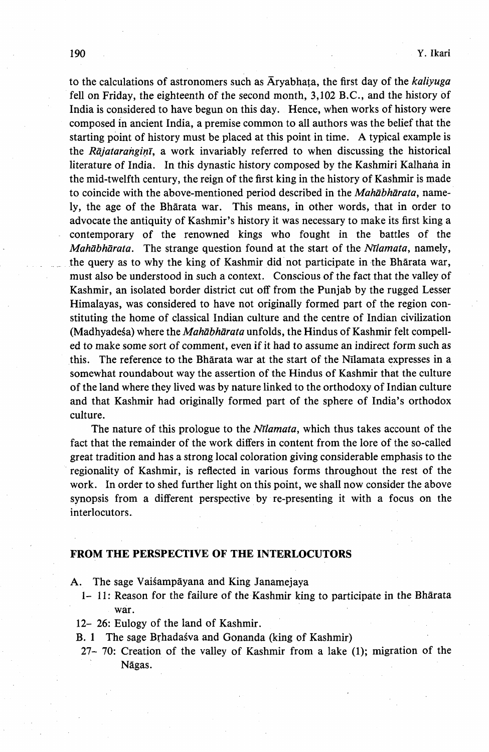to the calculations of astronomers such as Āryabhaṭa, the first day of the *kaliyuga* fell on Friday, the eighteenth of the second month, 3,102 B.C., and the history of India is considered to have begun on this day. Hence, when works of history were composed in ancient India, a premise common to all authors was the belief that the starting point of history must be placed at this point in time. A typical example is the *Rājataraṅgiṇī*, a work invariably referred to when discussing the historical literature of India. In this dynastic history composed by the Kashmiri Kalhaṇa in the mid-twelfth century, the reign of the first king in the history of Kashmir is made to coincide with the above-mentioned period described in the *Mahābhārata*, namely, the age of the Bhārata war. This means, in other words, that in order to advocate the antiquity of Kashmir's history it was necessary to make its first king a contemporary of the renowned kings who fought in the battles of the *Mahābhārata*. The strange question found at the start of the *Nīlamata*, namely, the query as to why the king of Kashmir did not participate in the Bhārata war, must also be understood in such a context. Conscious of the fact that the valley of Kashmir, an isolated border district cut off from the Punjab by the rugged Lesser Himalayas, was considered to have not originally formed part of the region constituting the home of classical Indian culture and the centre of Indian civilization (Madhyadeśa) where the *Mahābhārata* unfolds, the Hindus of Kashmir felt compelled to make some sort of comment, even if it had to assume an indirect form such as this. The reference to the Bhārata war at the start of the Nīlamata expresses in a somewhat roundabout way the assertion of the Hindus of Kashmir that the culture of the land where they lived was by nature linked to the orthodoxy of Indian culture and that Kashmir had originally formed part of the sphere of India's orthodox culture.

The nature of this prologue to the *Nīlamata*, which thus takes account of the fact that the remainder of the work differs in content from the lore of the so-called great tradition and has a strong local coloration giving considerable emphasis to the regionality of Kashmir, is reflected in various forms throughout the rest of the work. In order to shed further light on this point, we shall now consider the above synopsis from a different perspective by re-presenting it with a focus on the interlocutors.

## FROM THE PERSPECTIVE OF THE INTERLOCUTORS

A. The sage Vaiśampāyana and King Janamejaya

1– 11: Reason for the failure of the Kashmir king to participate in the Bhārata war.

12– 26: Eulogy of the land of Kashmir.

B. 1 The sage Bṛhadaśva and Gonanda (king of Kashmir)

27– 70: Creation of the valley of Kashmir from a lake (1); migration of the Nāgas.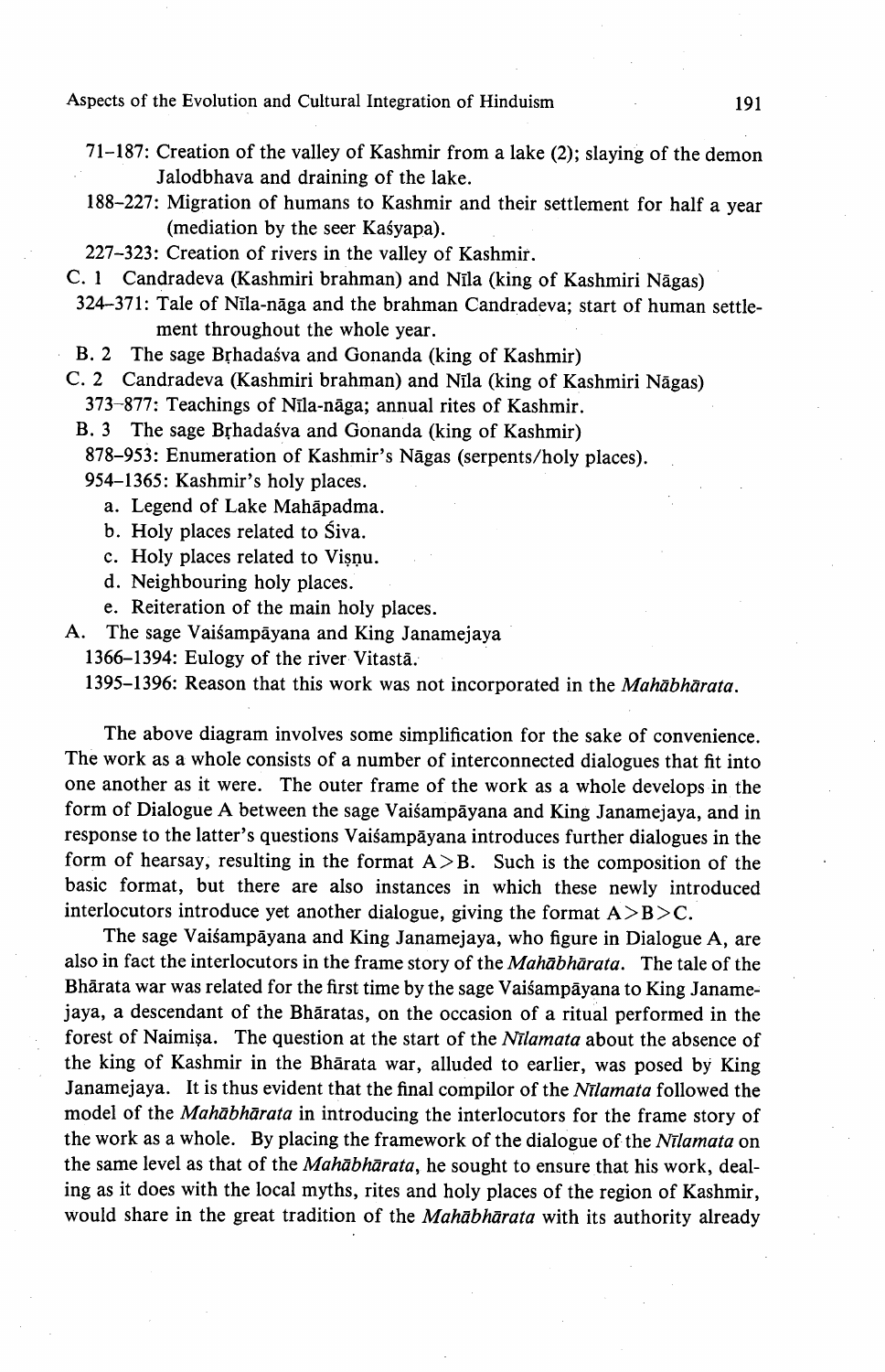71–187: Creation of the valley of Kashmir from a lake (2); slaying of the demon Jalodbhava and draining of the lake.

188–227: Migration of humans to Kashmir and their settlement for half a year (mediation by the seer Kaśyapa).

227–323: Creation of rivers in the valley of Kashmir.

C. 1 Candradeva (Kashmiri brahman) and Nīla (king of Kashmiri Nāgas)

324–371: Tale of Nīla-nāga and the brahman Candradeva; start of human settlement throughout the whole year.

B. 2 The sage Bṛhadaśva and Gonanda (king of Kashmir)

C. 2 Candradeva (Kashmiri brahman) and Nīla (king of Kashmiri Nāgas)

373–877: Teachings of Nīla-nāga; annual rites of Kashmir.

B. 3 The sage Bṛhadaśva and Gonanda (king of Kashmir)

878–953: Enumeration of Kashmir's Nāgas (serpents/holy places).

954–1365: Kashmir's holy places.

a. Legend of Lake Mahāpadma.
b. Holy places related to Śiva.
c. Holy places related to Viṣṇu.
d. Neighbouring holy places.
e. Reiteration of the main holy places.

A. The sage Vaiśampāyana and King Janamejaya

1366–1394: Eulogy of the river Vitastā.

1395–1396: Reason that this work was not incorporated in the *Mahābhārata*.

The above diagram involves some simplification for the sake of convenience. The work as a whole consists of a number of interconnected dialogues that fit into one another as it were. The outer frame of the work as a whole develops in the form of Dialogue A between the sage Vaiśampāyana and King Janamejaya, and in response to the latter's questions Vaiśampāyana introduces further dialogues in the form of hearsay, resulting in the format A>B. Such is the composition of the basic format, but there are also instances in which these newly introduced interlocutors introduce yet another dialogue, giving the format A>B>C.

The sage Vaiśampāyana and King Janamejaya, who figure in Dialogue A, are also in fact the interlocutors in the frame story of the *Mahābhārata*. The tale of the Bhārata war was related for the first time by the sage Vaiśampāyana to King Janamejaya, a descendant of the Bhāratas, on the occasion of a ritual performed in the forest of Naimiṣa. The question at the start of the *Nīlamata* about the absence of the king of Kashmir in the Bhārata war, alluded to earlier, was posed by King Janamejaya. It is thus evident that the final compilor of the *Nīlamata* followed the model of the *Mahābhārata* in introducing the interlocutors for the frame story of the work as a whole. By placing the framework of the dialogue of the *Nīlamata* on the same level as that of the *Mahābhārata*, he sought to ensure that his work, dealing as it does with the local myths, rites and holy places of the region of Kashmir, would share in the great tradition of the *Mahābhārata* with its authority already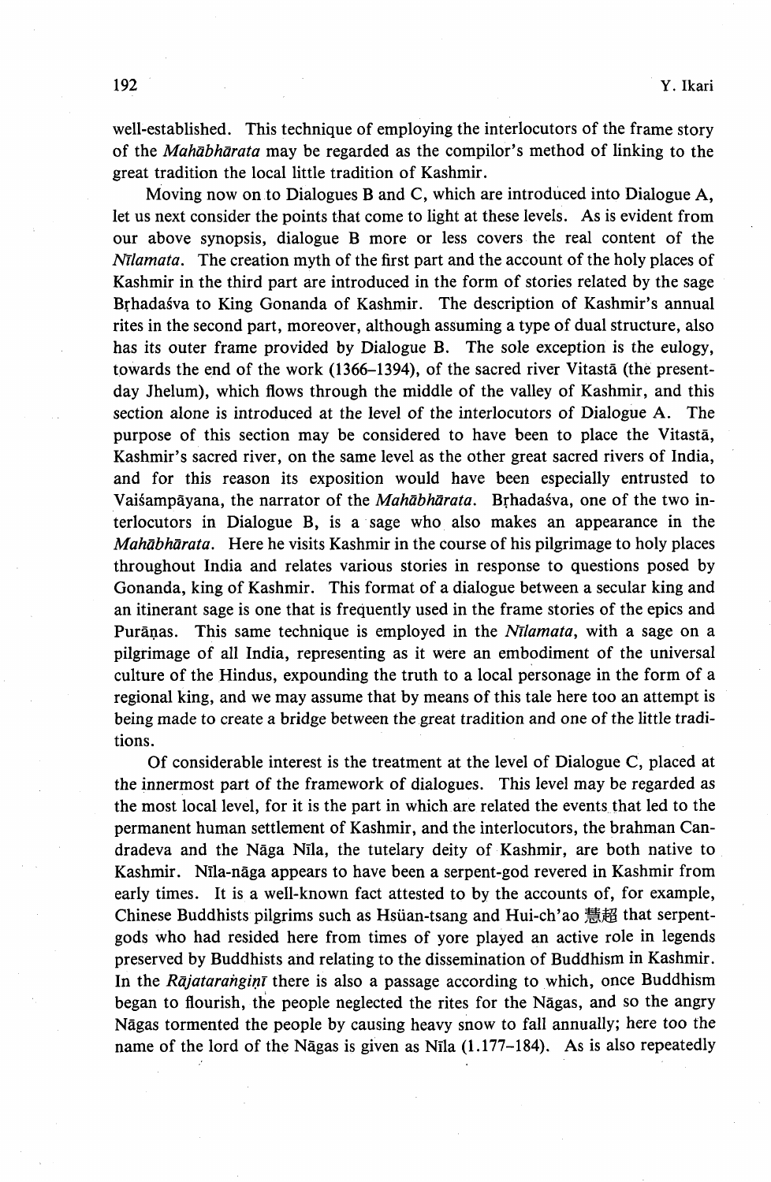well-established. This technique of employing the interlocutors of the frame story of the *Mahābhārata* may be regarded as the compilor's method of linking to the great tradition the local little tradition of Kashmir.

Moving now on to Dialogues B and C, which are introduced into Dialogue A, let us next consider the points that come to light at these levels. As is evident from our above synopsis, dialogue B more or less covers the real content of the *Nīlamata*. The creation myth of the first part and the account of the holy places of Kashmir in the third part are introduced in the form of stories related by the sage Bṛhadaśva to King Gonanda of Kashmir. The description of Kashmir's annual rites in the second part, moreover, although assuming a type of dual structure, also has its outer frame provided by Dialogue B. The sole exception is the eulogy, towards the end of the work (1366–1394), of the sacred river Vitastā (the present-day Jhelum), which flows through the middle of the valley of Kashmir, and this section alone is introduced at the level of the interlocutors of Dialogue A. The purpose of this section may be considered to have been to place the Vitastā, Kashmir's sacred river, on the same level as the other great sacred rivers of India, and for this reason its exposition would have been especially entrusted to Vaiśampāyana, the narrator of the *Mahābhārata*. Bṛhadaśva, one of the two interlocutors in Dialogue B, is a sage who also makes an appearance in the *Mahābhārata*. Here he visits Kashmir in the course of his pilgrimage to holy places throughout India and relates various stories in response to questions posed by Gonanda, king of Kashmir. This format of a dialogue between a secular king and an itinerant sage is one that is frequently used in the frame stories of the epics and Purāṇas. This same technique is employed in the *Nīlamata*, with a sage on a pilgrimage of all India, representing as it were an embodiment of the universal culture of the Hindus, expounding the truth to a local personage in the form of a regional king, and we may assume that by means of this tale here too an attempt is being made to create a bridge between the great tradition and one of the little traditions.

Of considerable interest is the treatment at the level of Dialogue C, placed at the innermost part of the framework of dialogues. This level may be regarded as the most local level, for it is the part in which are related the events that led to the permanent human settlement of Kashmir, and the interlocutors, the brahman Candradeva and the Nāga Nīla, the tutelary deity of Kashmir, are both native to Kashmir. Nīla-nāga appears to have been a serpent-god revered in Kashmir from early times. It is a well-known fact attested to by the accounts of, for example, Chinese Buddhists pilgrims such as Hsüan-tsang and Hui-ch'ao 慧超 that serpent-gods who had resided here from times of yore played an active role in legends preserved by Buddhists and relating to the dissemination of Buddhism in Kashmir. In the *Rājataraṅgiṇī* there is also a passage according to which, once Buddhism began to flourish, the people neglected the rites for the Nāgas, and so the angry Nāgas tormented the people by causing heavy snow to fall annually; here too the name of the lord of the Nāgas is given as Nīla (1.177–184). As is also repeatedly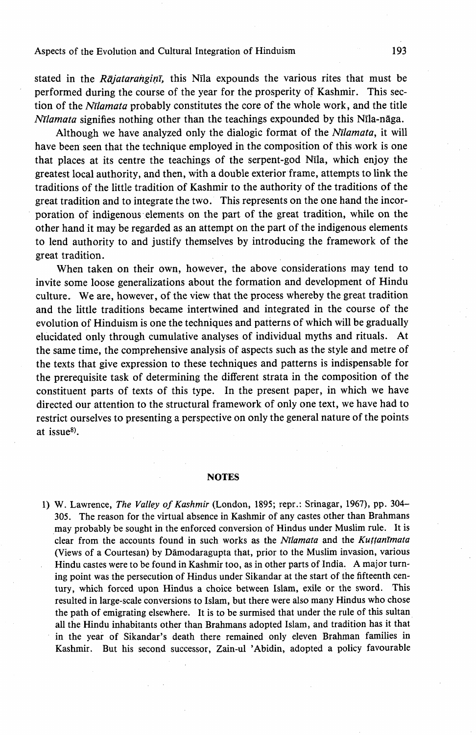stated in the *Rājataraṅgiṇī*, this Nīla expounds the various rites that must be performed during the course of the year for the prosperity of Kashmir. This section of the *Nīlamata* probably constitutes the core of the whole work, and the title *Nīlamata* signifies nothing other than the teachings expounded by this Nīla-nāga.

Although we have analyzed only the dialogic format of the *Nīlamata*, it will have been seen that the technique employed in the composition of this work is one that places at its centre the teachings of the serpent-god Nīla, which enjoy the greatest local authority, and then, with a double exterior frame, attempts to link the traditions of the little tradition of Kashmir to the authority of the traditions of the great tradition and to integrate the two. This represents on the one hand the incorporation of indigenous elements on the part of the great tradition, while on the other hand it may be regarded as an attempt on the part of the indigenous elements to lend authority to and justify themselves by introducing the framework of the great tradition.

When taken on their own, however, the above considerations may tend to invite some loose generalizations about the formation and development of Hindu culture. We are, however, of the view that the process whereby the great tradition and the little traditions became intertwined and integrated in the course of the evolution of Hinduism is one the techniques and patterns of which will be gradually elucidated only through cumulative analyses of individual myths and rituals. At the same time, the comprehensive analysis of aspects such as the style and metre of the texts that give expression to these techniques and patterns is indispensable for the prerequisite task of determining the different strata in the composition of the constituent parts of texts of this type. In the present paper, in which we have directed our attention to the structural framework of only one text, we have had to restrict ourselves to presenting a perspective on only the general nature of the points at issue[8].

## NOTES

1) W. Lawrence, *The Valley of Kashmir* (London, 1895; repr.: Srinagar, 1967), pp. 304–305. The reason for the virtual absence in Kashmir of any castes other than Brahmans may probably be sought in the enforced conversion of Hindus under Muslim rule. It is clear from the accounts found in such works as the *Nīlamata* and the *Kuṭṭanīmata* (Views of a Courtesan) by Dāmodaragupta that, prior to the Muslim invasion, various Hindu castes were to be found in Kashmir too, as in other parts of India. A major turning point was the persecution of Hindus under Sikandar at the start of the fifteenth century, which forced upon Hindus a choice between Islam, exile or the sword. This resulted in large-scale conversions to Islam, but there were also many Hindus who chose the path of emigrating elsewhere. It is to be surmised that under the rule of this sultan all the Hindu inhabitants other than Brahmans adopted Islam, and tradition has it that in the year of Sikandar's death there remained only eleven Brahman families in Kashmir. But his second successor, Zain-ul 'Abidin, adopted a policy favourable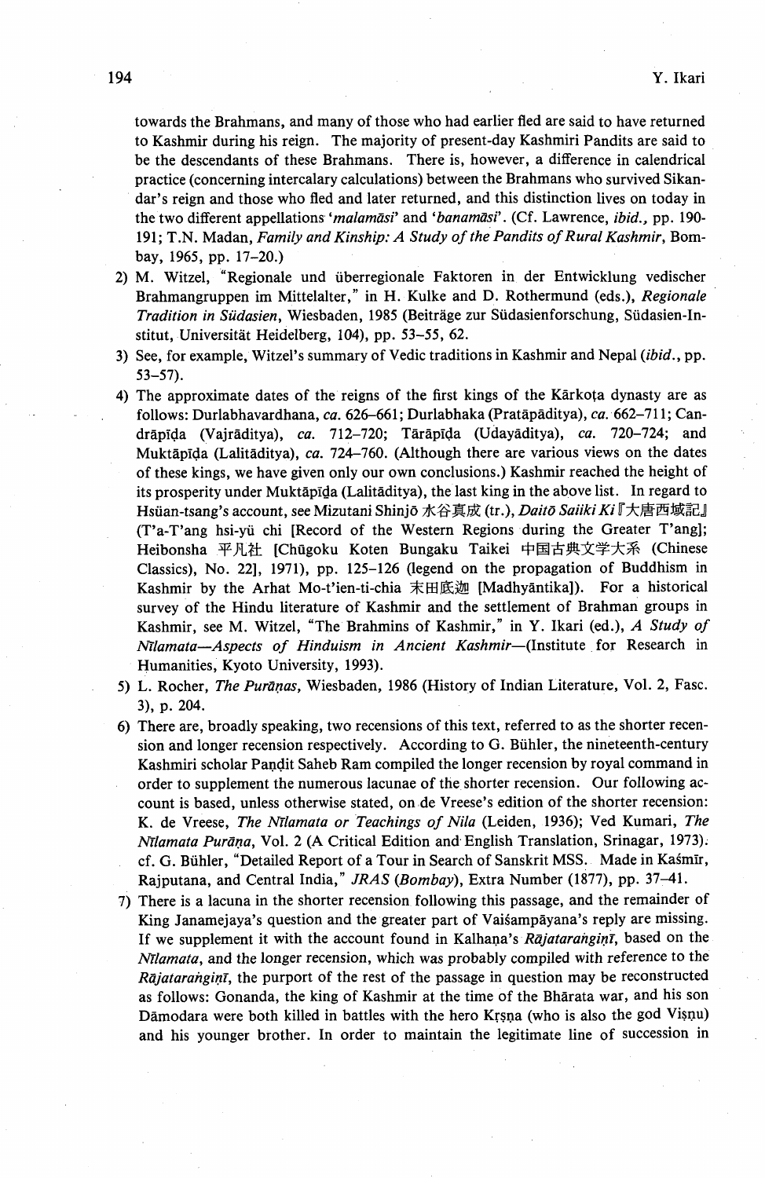towards the Brahmans, and many of those who had earlier fled are said to have returned to Kashmir during his reign. The majority of present-day Kashmiri Pandits are said to be the descendants of these Brahmans. There is, however, a difference in calendrical practice (concerning intercalary calculations) between the Brahmans who survived Sikandar's reign and those who fled and later returned, and this distinction lives on today in the two different appellations '*malamāsi*' and '*banamāsi*'. (Cf. Lawrence, *ibid.*, pp. 190-191; T.N. Madan, *Family and Kinship: A Study of the Pandits of Rural Kashmir*, Bombay, 1965, pp. 17–20.)

2) M. Witzel, "Regionale und überregionale Faktoren in der Entwicklung vedischer Brahmangruppen im Mittelalter," in H. Kulke and D. Rothermund (eds.), *Regionale Tradition in Südasien*, Wiesbaden, 1985 (Beiträge zur Südasienforschung, Südasien-Institut, Universität Heidelberg, 104), pp. 53–55, 62.
3) See, for example, Witzel's summary of Vedic traditions in Kashmir and Nepal (*ibid.*, pp. 53–57).
4) The approximate dates of the reigns of the first kings of the Kārkoṭa dynasty are as follows: Durlabhavardhana, *ca.* 626–661; Durlabhaka (Pratāpāditya), *ca.* 662–711; Candrāpīḍa (Vajrāditya), *ca.* 712–720; Tārāpīḍa (Udayāditya), *ca.* 720–724; and Muktāpīḍa (Lalitāditya), *ca.* 724–760. (Although there are various views on the dates of these kings, we have given only our own conclusions.) Kashmir reached the height of its prosperity under Muktāpīḍa (Lalitāditya), the last king in the above list. In regard to Hsüan-tsang's account, see Mizutani Shinjō 水谷真成 (tr.), *Daitō Saiiki Ki*『大唐西域記』 (T'a-T'ang hsi-yü chi [Record of the Western Regions during the Greater T'ang]; Heibonsha 平凡社 [Chūgoku Koten Bungaku Taikei 中国古典文学大系 (Chinese Classics), No. 22], 1971), pp. 125–126 (legend on the propagation of Buddhism in Kashmir by the Arhat Mo-t'ien-ti-chia 末田底迦 [Madhyāntika]). For a historical survey of the Hindu literature of Kashmir and the settlement of Brahman groups in Kashmir, see M. Witzel, "The Brahmins of Kashmir," in Y. Ikari (ed.), *A Study of Nīlamata—Aspects of Hinduism in Ancient Kashmir*—(Institute for Research in Humanities, Kyoto University, 1993).
5) L. Rocher, *The Purāṇas*, Wiesbaden, 1986 (History of Indian Literature, Vol. 2, Fasc. 3), p. 204.
6) There are, broadly speaking, two recensions of this text, referred to as the shorter recension and longer recension respectively. According to G. Bühler, the nineteenth-century Kashmiri scholar Paṇḍit Saheb Ram compiled the longer recension by royal command in order to supplement the numerous lacunae of the shorter recension. Our following account is based, unless otherwise stated, on de Vreese's edition of the shorter recension: K. de Vreese, *The Nīlamata or Teachings of Nila* (Leiden, 1936); Ved Kumari, *The Nīlamata Purāṇa*, Vol. 2 (A Critical Edition and English Translation, Srinagar, 1973); cf. G. Bühler, "Detailed Report of a Tour in Search of Sanskrit MSS. Made in Kaśmīr, Rajputana, and Central India," *JRAS (Bombay)*, Extra Number (1877), pp. 37–41.
7) There is a lacuna in the shorter recension following this passage, and the remainder of King Janamejaya's question and the greater part of Vaiśampāyana's reply are missing. If we supplement it with the account found in Kalhaṇa's *Rājataraṅgiṇī*, based on the *Nīlamata*, and the longer recension, which was probably compiled with reference to the *Rājataraṅgiṇī*, the purport of the rest of the passage in question may be reconstructed as follows: Gonanda, the king of Kashmir at the time of the Bhārata war, and his son Dāmodara were both killed in battles with the hero Kṛṣṇa (who is also the god Viṣṇu) and his younger brother. In order to maintain the legitimate line of succession in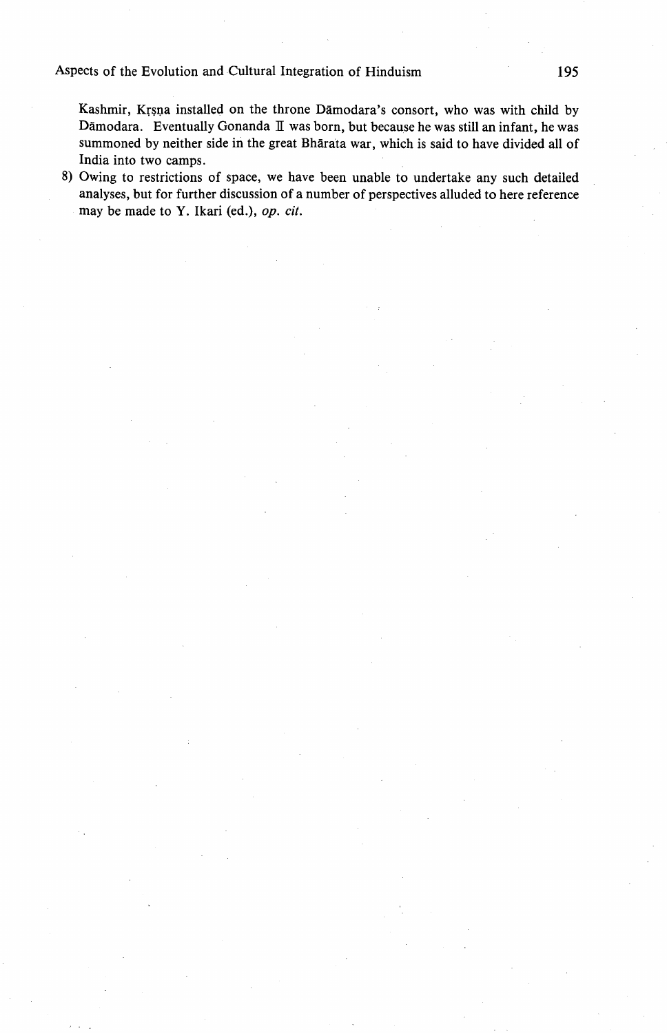Kashmir, Kṛṣṇa installed on the throne Dāmodara's consort, who was with child by Dāmodara. Eventually Gonanda II was born, but because he was still an infant, he was summoned by neither side in the great Bhārata war, which is said to have divided all of India into two camps.

8) Owing to restrictions of space, we have been unable to undertake any such detailed analyses, but for further discussion of a number of perspectives alluded to here reference may be made to Y. Ikari (ed.), *op. cit.*